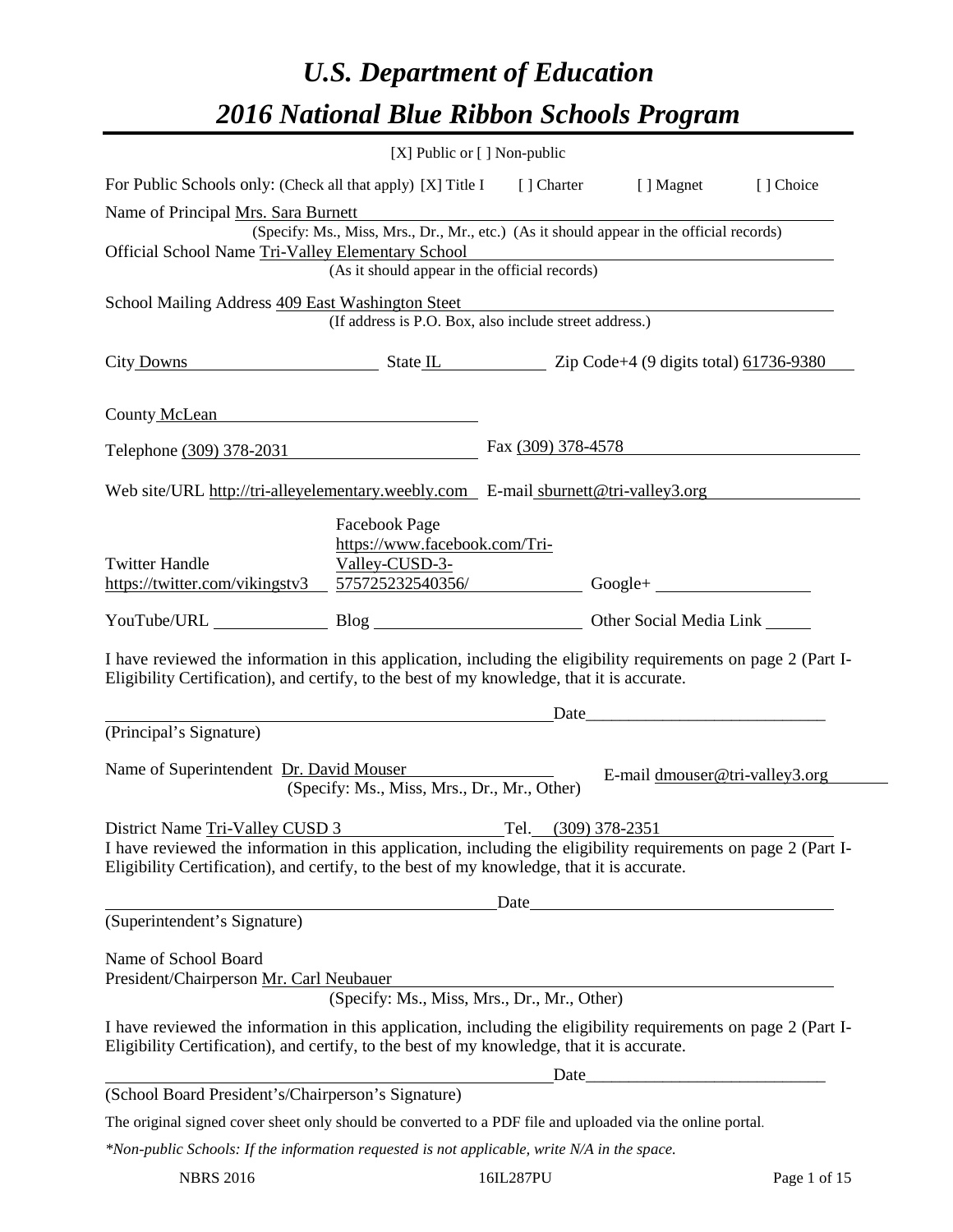# *U.S. Department of Education*

# *2016 National Blue Ribbon Schools Program*

[X] Public or [ ] Non-public

For Public Schools only: (Check all that apply) [X] Title I [ ] Charter [ ] Magnet [ ] Choice

Name of Principal Mrs. Sara Burnett

(Specify: Ms., Miss, Mrs., Dr., Mr., etc.) (As it should appear in the official records)

Official School Name Tri-Valley Elementary School

(As it should appear in the official records)

School Mailing Address 409 East Washington Steet

(If address is P.O. Box, also include street address.)

City Downs State IL Zip Code+4 (9 digits total) 61736-9380

County McLean

Telephone (309) 378-2031 Fax (309) 378-4578

Web site/URL http://tri-alleyelementary.weebly.com E-mail sburnett@tri-valley3.org

Twitter Handle https://twitter.com/vikingstv3 Facebook Page https://www.facebook.com/Tri-Valley-CUSD-3-575725232540356/ Google+

YouTube/URL Blog Other Social Media Link

I have reviewed the information in this application, including the eligibility requirements on page 2 (Part I-Eligibility Certification), and certify, to the best of my knowledge, that it is accurate.

Date

(Principal's Signature)

Name of Superintendent Dr. David Mouser E-mail dmouser@tri-valley3.org

(Specify: Ms., Miss, Mrs., Dr., Mr., Other)

District Name Tri-Valley CUSD 3 Tel. (309) 378-2351

I have reviewed the information in this application, including the eligibility requirements on page 2 (Part I-Eligibility Certification), and certify, to the best of my knowledge, that it is accurate.

Date

(Superintendent's Signature)

Name of School Board President/Chairperson Mr. Carl Neubauer

(Specify: Ms., Miss, Mrs., Dr., Mr., Other)

I have reviewed the information in this application, including the eligibility requirements on page 2 (Part I-Eligibility Certification), and certify, to the best of my knowledge, that it is accurate.

Date

(School Board President's/Chairperson's Signature)

The original signed cover sheet only should be converted to a PDF file and uploaded via the online portal.

*\*Non-public Schools: If the information requested is not applicable, write N/A in the space.*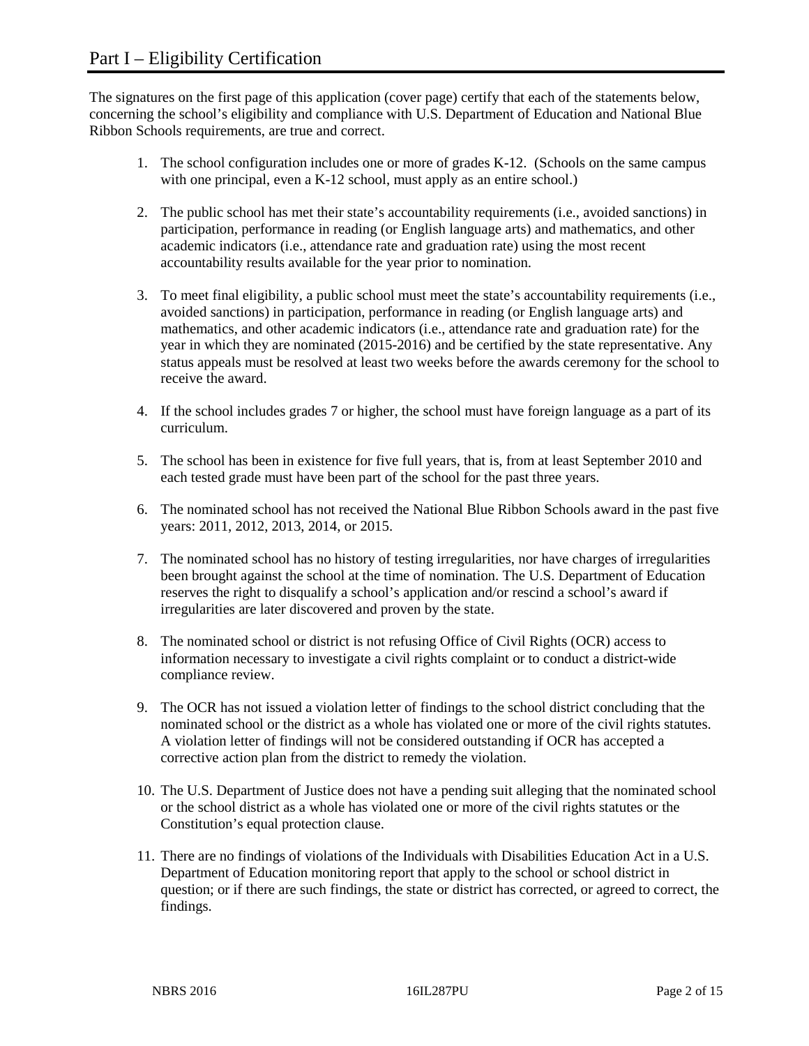# Part I – Eligibility Certification

The signatures on the first page of this application (cover page) certify that each of the statements below, concerning the school's eligibility and compliance with U.S. Department of Education and National Blue Ribbon Schools requirements, are true and correct.

1. The school configuration includes one or more of grades K-12. (Schools on the same campus with one principal, even a K-12 school, must apply as an entire school.)

2. The public school has met their state's accountability requirements (i.e., avoided sanctions) in participation, performance in reading (or English language arts) and mathematics, and other academic indicators (i.e., attendance rate and graduation rate) using the most recent accountability results available for the year prior to nomination.

3. To meet final eligibility, a public school must meet the state's accountability requirements (i.e., avoided sanctions) in participation, performance in reading (or English language arts) and mathematics, and other academic indicators (i.e., attendance rate and graduation rate) for the year in which they are nominated (2015-2016) and be certified by the state representative. Any status appeals must be resolved at least two weeks before the awards ceremony for the school to receive the award.

4. If the school includes grades 7 or higher, the school must have foreign language as a part of its curriculum.

5. The school has been in existence for five full years, that is, from at least September 2010 and each tested grade must have been part of the school for the past three years.

6. The nominated school has not received the National Blue Ribbon Schools award in the past five years: 2011, 2012, 2013, 2014, or 2015.

7. The nominated school has no history of testing irregularities, nor have charges of irregularities been brought against the school at the time of nomination. The U.S. Department of Education reserves the right to disqualify a school's application and/or rescind a school's award if irregularities are later discovered and proven by the state.

8. The nominated school or district is not refusing Office of Civil Rights (OCR) access to information necessary to investigate a civil rights complaint or to conduct a district-wide compliance review.

9. The OCR has not issued a violation letter of findings to the school district concluding that the nominated school or the district as a whole has violated one or more of the civil rights statutes. A violation letter of findings will not be considered outstanding if OCR has accepted a corrective action plan from the district to remedy the violation.

10. The U.S. Department of Justice does not have a pending suit alleging that the nominated school or the school district as a whole has violated one or more of the civil rights statutes or the Constitution's equal protection clause.

11. There are no findings of violations of the Individuals with Disabilities Education Act in a U.S. Department of Education monitoring report that apply to the school or school district in question; or if there are such findings, the state or district has corrected, or agreed to correct, the findings.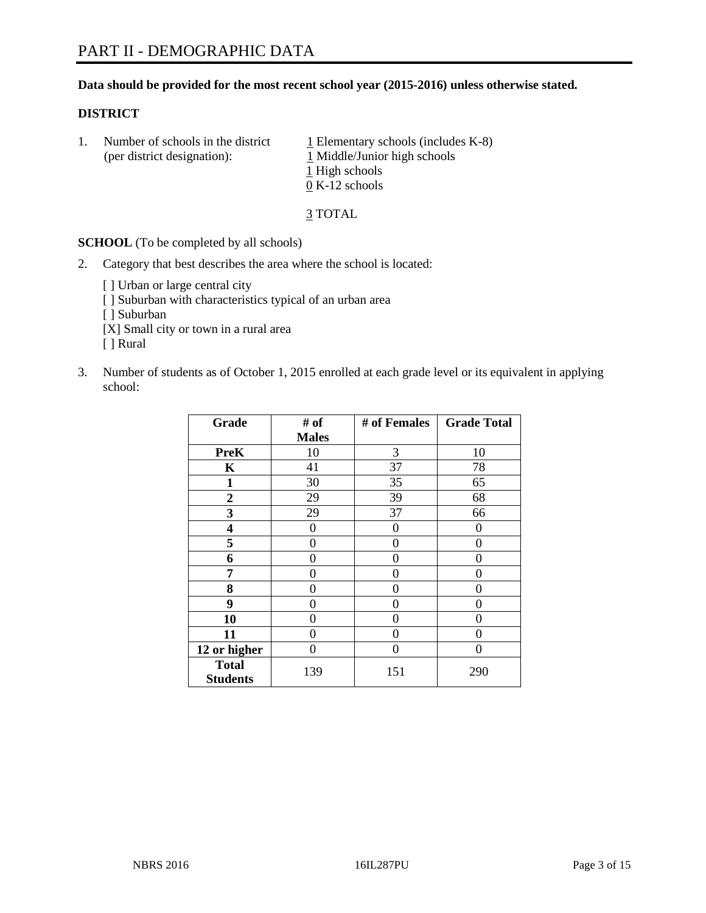# PART II - DEMOGRAPHIC DATA

**Data should be provided for the most recent school year (2015-2016) unless otherwise stated.**

**DISTRICT**

1. Number of schools in the district (per district designation):
   1 Elementary schools (includes K-8)
   1 Middle/Junior high schools
   1 High schools
   0 K-12 schools

   3 TOTAL

**SCHOOL** (To be completed by all schools)

2. Category that best describes the area where the school is located:

   [ ] Urban or large central city
   [ ] Suburban with characteristics typical of an urban area
   [ ] Suburban
   [X] Small city or town in a rural area
   [ ] Rural

3. Number of students as of October 1, 2015 enrolled at each grade level or its equivalent in applying school:

| Grade | # of Males | # of Females | Grade Total |
|---|---|---|---|
| **PreK** | 10 | 3 | 10 |
| **K** | 41 | 37 | 78 |
| **1** | 30 | 35 | 65 |
| **2** | 29 | 39 | 68 |
| **3** | 29 | 37 | 66 |
| **4** | 0 | 0 | 0 |
| **5** | 0 | 0 | 0 |
| **6** | 0 | 0 | 0 |
| **7** | 0 | 0 | 0 |
| **8** | 0 | 0 | 0 |
| **9** | 0 | 0 | 0 |
| **10** | 0 | 0 | 0 |
| **11** | 0 | 0 | 0 |
| **12 or higher** | 0 | 0 | 0 |
| **Total Students** | 139 | 151 | 290 |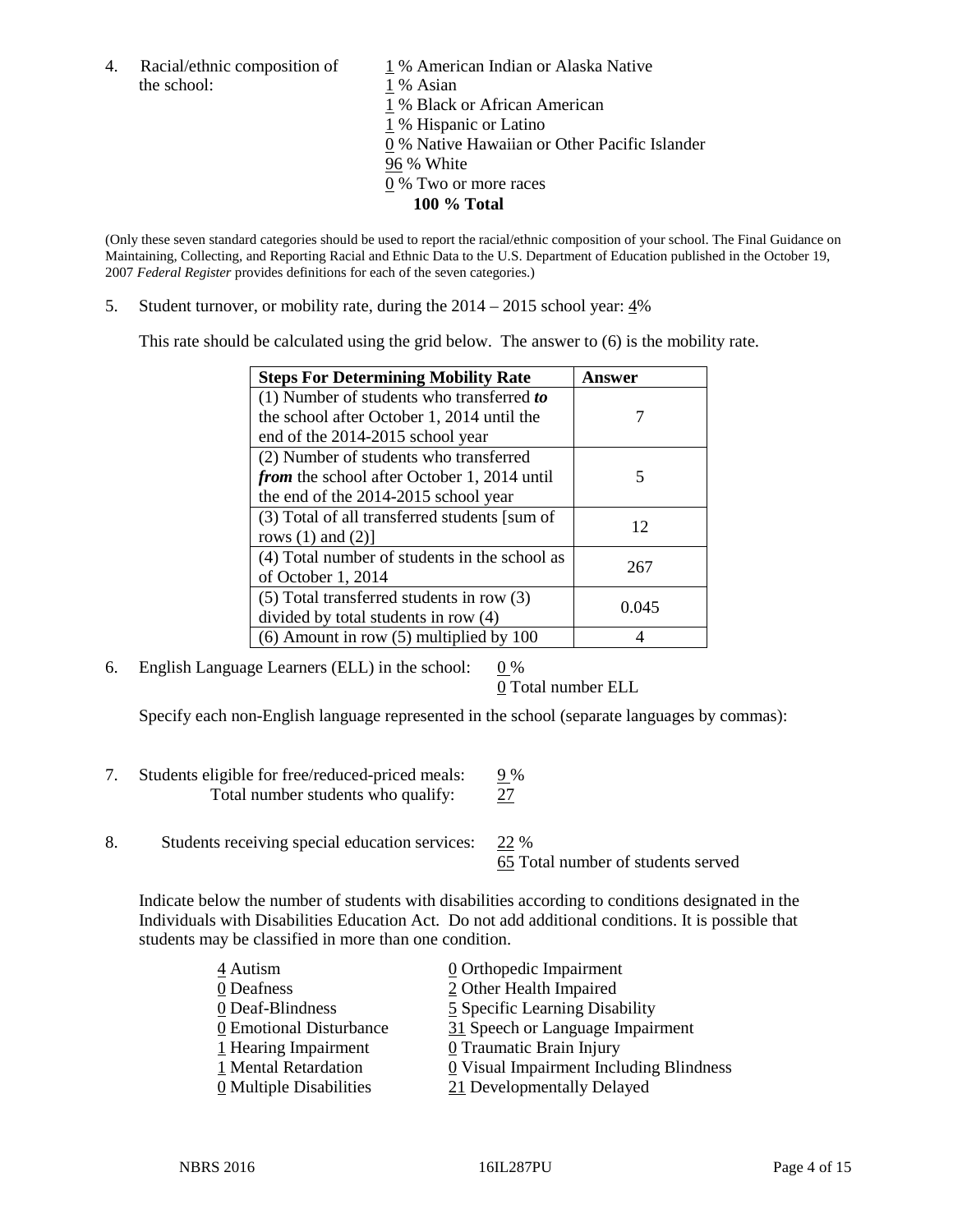4. Racial/ethnic composition of the school:
   1 % American Indian or Alaska Native
   1 % Asian
   1 % Black or African American
   1 % Hispanic or Latino
   0 % Native Hawaiian or Other Pacific Islander
   96 % White
   0 % Two or more races
   **100 % Total**

(Only these seven standard categories should be used to report the racial/ethnic composition of your school. The Final Guidance on Maintaining, Collecting, and Reporting Racial and Ethnic Data to the U.S. Department of Education published in the October 19, 2007 *Federal Register* provides definitions for each of the seven categories.)

5. Student turnover, or mobility rate, during the 2014 – 2015 school year: 4%

   This rate should be calculated using the grid below. The answer to (6) is the mobility rate.

| **Steps For Determining Mobility Rate** | **Answer** |
|---|---|
| (1) Number of students who transferred ***to*** the school after October 1, 2014 until the end of the 2014-2015 school year | 7 |
| (2) Number of students who transferred ***from*** the school after October 1, 2014 until the end of the 2014-2015 school year | 5 |
| (3) Total of all transferred students [sum of rows (1) and (2)] | 12 |
| (4) Total number of students in the school as of October 1, 2014 | 267 |
| (5) Total transferred students in row (3) divided by total students in row (4) | 0.045 |
| (6) Amount in row (5) multiplied by 100 | 4 |

6. English Language Learners (ELL) in the school: 0 %
   0 Total number ELL

   Specify each non-English language represented in the school (separate languages by commas):

7. Students eligible for free/reduced-priced meals: 9 %
   Total number students who qualify: 27

8. Students receiving special education services: 22 %
   65 Total number of students served

   Indicate below the number of students with disabilities according to conditions designated in the Individuals with Disabilities Education Act. Do not add additional conditions. It is possible that students may be classified in more than one condition.

   4 Autism
   0 Deafness
   0 Deaf-Blindness
   0 Emotional Disturbance
   1 Hearing Impairment
   1 Mental Retardation
   0 Multiple Disabilities
   0 Orthopedic Impairment
   2 Other Health Impaired
   5 Specific Learning Disability
   31 Speech or Language Impairment
   0 Traumatic Brain Injury
   0 Visual Impairment Including Blindness
   21 Developmentally Delayed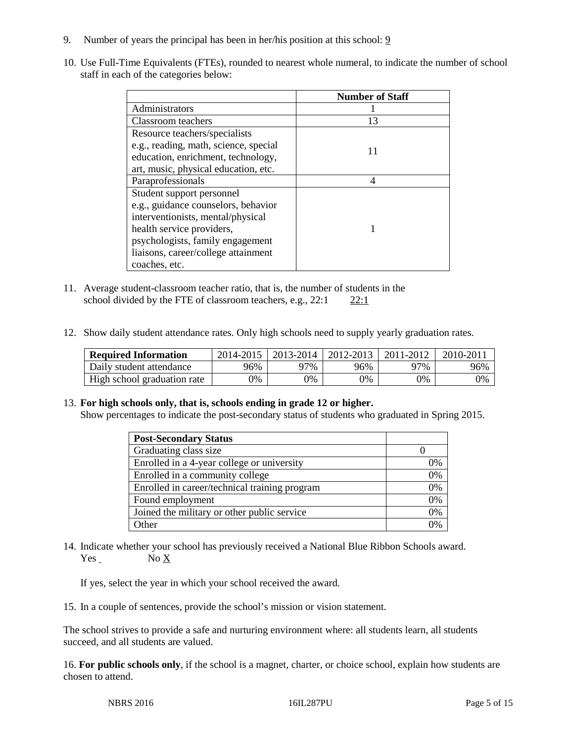9. Number of years the principal has been in her/his position at this school: 9

10. Use Full-Time Equivalents (FTEs), rounded to nearest whole numeral, to indicate the number of school staff in each of the categories below:

| | Number of Staff |
|---|---|
| Administrators | 1 |
| Classroom teachers | 13 |
| Resource teachers/specialists e.g., reading, math, science, special education, enrichment, technology, art, music, physical education, etc. | 11 |
| Paraprofessionals | 4 |
| Student support personnel e.g., guidance counselors, behavior interventionists, mental/physical health service providers, psychologists, family engagement liaisons, career/college attainment coaches, etc. | 1 |

11. Average student-classroom teacher ratio, that is, the number of students in the school divided by the FTE of classroom teachers, e.g., 22:1     22:1

12. Show daily student attendance rates. Only high schools need to supply yearly graduation rates.

| Required Information | 2014-2015 | 2013-2014 | 2012-2013 | 2011-2012 | 2010-2011 |
|---|---|---|---|---|---|
| Daily student attendance | 96% | 97% | 96% | 97% | 96% |
| High school graduation rate | 0% | 0% | 0% | 0% | 0% |

13. **For high schools only, that is, schools ending in grade 12 or higher.**
Show percentages to indicate the post-secondary status of students who graduated in Spring 2015.

| Post-Secondary Status | |
|---|---|
| Graduating class size | 0 |
| Enrolled in a 4-year college or university | 0% |
| Enrolled in a community college | 0% |
| Enrolled in career/technical training program | 0% |
| Found employment | 0% |
| Joined the military or other public service | 0% |
| Other | 0% |

14. Indicate whether your school has previously received a National Blue Ribbon Schools award.
Yes     No X

If yes, select the year in which your school received the award.

15. In a couple of sentences, provide the school's mission or vision statement.

The school strives to provide a safe and nurturing environment where: all students learn, all students succeed, and all students are valued.

16. **For public schools only**, if the school is a magnet, charter, or choice school, explain how students are chosen to attend.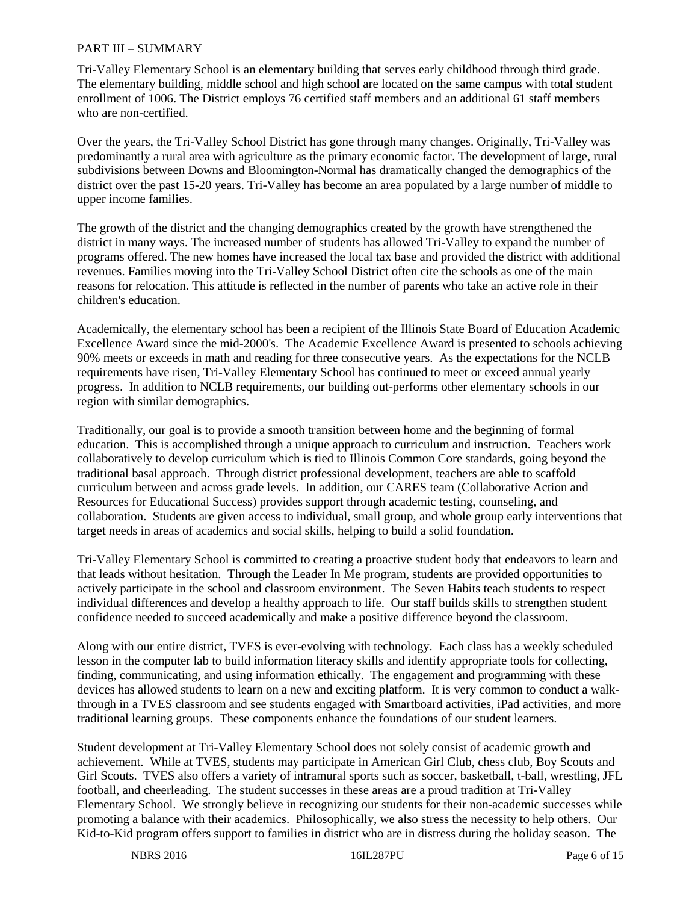PART III – SUMMARY

Tri-Valley Elementary School is an elementary building that serves early childhood through third grade. The elementary building, middle school and high school are located on the same campus with total student enrollment of 1006. The District employs 76 certified staff members and an additional 61 staff members who are non-certified.

Over the years, the Tri-Valley School District has gone through many changes. Originally, Tri-Valley was predominantly a rural area with agriculture as the primary economic factor. The development of large, rural subdivisions between Downs and Bloomington-Normal has dramatically changed the demographics of the district over the past 15-20 years. Tri-Valley has become an area populated by a large number of middle to upper income families.

The growth of the district and the changing demographics created by the growth have strengthened the district in many ways. The increased number of students has allowed Tri-Valley to expand the number of programs offered. The new homes have increased the local tax base and provided the district with additional revenues. Families moving into the Tri-Valley School District often cite the schools as one of the main reasons for relocation. This attitude is reflected in the number of parents who take an active role in their children's education.

Academically, the elementary school has been a recipient of the Illinois State Board of Education Academic Excellence Award since the mid-2000's. The Academic Excellence Award is presented to schools achieving 90% meets or exceeds in math and reading for three consecutive years. As the expectations for the NCLB requirements have risen, Tri-Valley Elementary School has continued to meet or exceed annual yearly progress. In addition to NCLB requirements, our building out-performs other elementary schools in our region with similar demographics.

Traditionally, our goal is to provide a smooth transition between home and the beginning of formal education. This is accomplished through a unique approach to curriculum and instruction. Teachers work collaboratively to develop curriculum which is tied to Illinois Common Core standards, going beyond the traditional basal approach. Through district professional development, teachers are able to scaffold curriculum between and across grade levels. In addition, our CARES team (Collaborative Action and Resources for Educational Success) provides support through academic testing, counseling, and collaboration. Students are given access to individual, small group, and whole group early interventions that target needs in areas of academics and social skills, helping to build a solid foundation.

Tri-Valley Elementary School is committed to creating a proactive student body that endeavors to learn and that leads without hesitation. Through the Leader In Me program, students are provided opportunities to actively participate in the school and classroom environment. The Seven Habits teach students to respect individual differences and develop a healthy approach to life. Our staff builds skills to strengthen student confidence needed to succeed academically and make a positive difference beyond the classroom.

Along with our entire district, TVES is ever-evolving with technology. Each class has a weekly scheduled lesson in the computer lab to build information literacy skills and identify appropriate tools for collecting, finding, communicating, and using information ethically. The engagement and programming with these devices has allowed students to learn on a new and exciting platform. It is very common to conduct a walk-through in a TVES classroom and see students engaged with Smartboard activities, iPad activities, and more traditional learning groups. These components enhance the foundations of our student learners.

Student development at Tri-Valley Elementary School does not solely consist of academic growth and achievement. While at TVES, students may participate in American Girl Club, chess club, Boy Scouts and Girl Scouts. TVES also offers a variety of intramural sports such as soccer, basketball, t-ball, wrestling, JFL football, and cheerleading. The student successes in these areas are a proud tradition at Tri-Valley Elementary School. We strongly believe in recognizing our students for their non-academic successes while promoting a balance with their academics. Philosophically, we also stress the necessity to help others. Our Kid-to-Kid program offers support to families in district who are in distress during the holiday season. The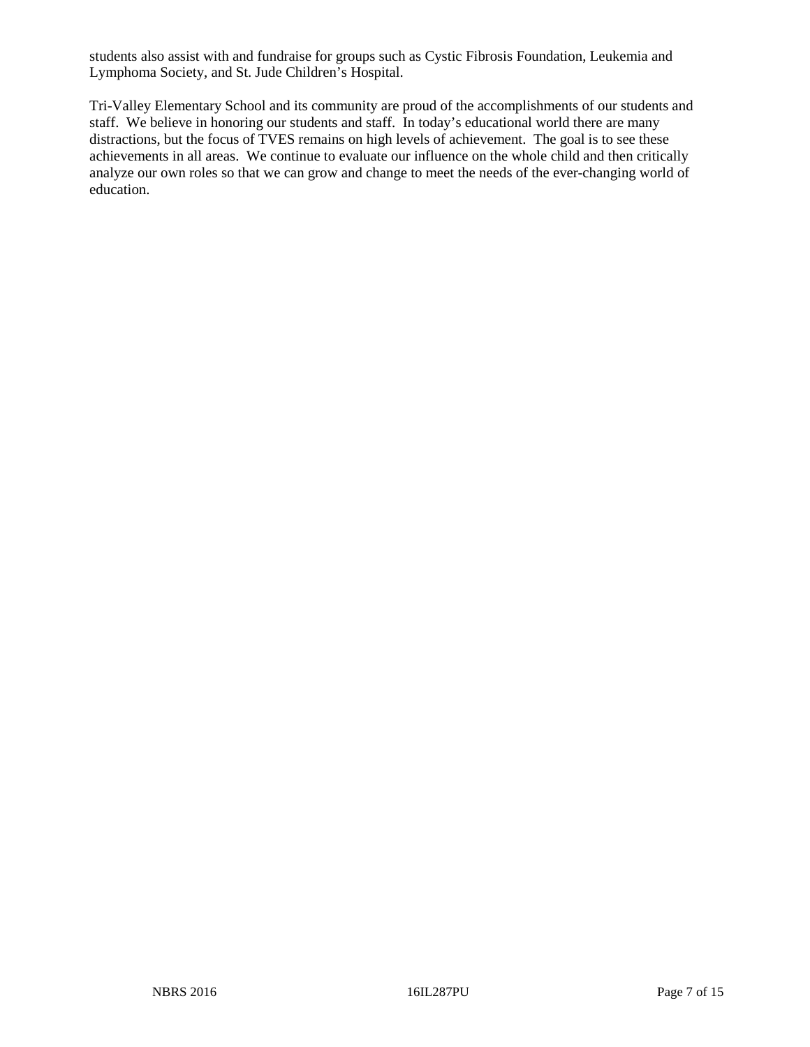students also assist with and fundraise for groups such as Cystic Fibrosis Foundation, Leukemia and Lymphoma Society, and St. Jude Children's Hospital.

Tri-Valley Elementary School and its community are proud of the accomplishments of our students and staff. We believe in honoring our students and staff. In today's educational world there are many distractions, but the focus of TVES remains on high levels of achievement. The goal is to see these achievements in all areas. We continue to evaluate our influence on the whole child and then critically analyze our own roles so that we can grow and change to meet the needs of the ever-changing world of education.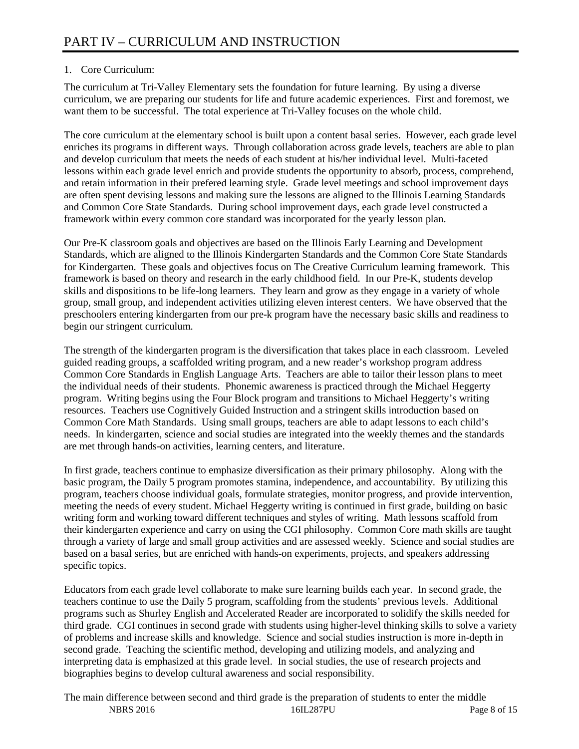# PART IV – CURRICULUM AND INSTRUCTION

1. Core Curriculum:

The curriculum at Tri-Valley Elementary sets the foundation for future learning. By using a diverse curriculum, we are preparing our students for life and future academic experiences. First and foremost, we want them to be successful. The total experience at Tri-Valley focuses on the whole child.

The core curriculum at the elementary school is built upon a content basal series. However, each grade level enriches its programs in different ways. Through collaboration across grade levels, teachers are able to plan and develop curriculum that meets the needs of each student at his/her individual level. Multi-faceted lessons within each grade level enrich and provide students the opportunity to absorb, process, comprehend, and retain information in their prefered learning style. Grade level meetings and school improvement days are often spent devising lessons and making sure the lessons are aligned to the Illinois Learning Standards and Common Core State Standards. During school improvement days, each grade level constructed a framework within every common core standard was incorporated for the yearly lesson plan.

Our Pre-K classroom goals and objectives are based on the Illinois Early Learning and Development Standards, which are aligned to the Illinois Kindergarten Standards and the Common Core State Standards for Kindergarten. These goals and objectives focus on The Creative Curriculum learning framework. This framework is based on theory and research in the early childhood field. In our Pre-K, students develop skills and dispositions to be life-long learners. They learn and grow as they engage in a variety of whole group, small group, and independent activities utilizing eleven interest centers. We have observed that the preschoolers entering kindergarten from our pre-k program have the necessary basic skills and readiness to begin our stringent curriculum.

The strength of the kindergarten program is the diversification that takes place in each classroom. Leveled guided reading groups, a scaffolded writing program, and a new reader's workshop program address Common Core Standards in English Language Arts. Teachers are able to tailor their lesson plans to meet the individual needs of their students. Phonemic awareness is practiced through the Michael Heggerty program. Writing begins using the Four Block program and transitions to Michael Heggerty's writing resources. Teachers use Cognitively Guided Instruction and a stringent skills introduction based on Common Core Math Standards. Using small groups, teachers are able to adapt lessons to each child's needs. In kindergarten, science and social studies are integrated into the weekly themes and the standards are met through hands-on activities, learning centers, and literature.

In first grade, teachers continue to emphasize diversification as their primary philosophy. Along with the basic program, the Daily 5 program promotes stamina, independence, and accountability. By utilizing this program, teachers choose individual goals, formulate strategies, monitor progress, and provide intervention, meeting the needs of every student. Michael Heggerty writing is continued in first grade, building on basic writing form and working toward different techniques and styles of writing. Math lessons scaffold from their kindergarten experience and carry on using the CGI philosophy. Common Core math skills are taught through a variety of large and small group activities and are assessed weekly. Science and social studies are based on a basal series, but are enriched with hands-on experiments, projects, and speakers addressing specific topics.

Educators from each grade level collaborate to make sure learning builds each year. In second grade, the teachers continue to use the Daily 5 program, scaffolding from the students' previous levels. Additional programs such as Shurley English and Accelerated Reader are incorporated to solidify the skills needed for third grade. CGI continues in second grade with students using higher-level thinking skills to solve a variety of problems and increase skills and knowledge. Science and social studies instruction is more in-depth in second grade. Teaching the scientific method, developing and utilizing models, and analyzing and interpreting data is emphasized at this grade level. In social studies, the use of research projects and biographies begins to develop cultural awareness and social responsibility.

The main difference between second and third grade is the preparation of students to enter the middle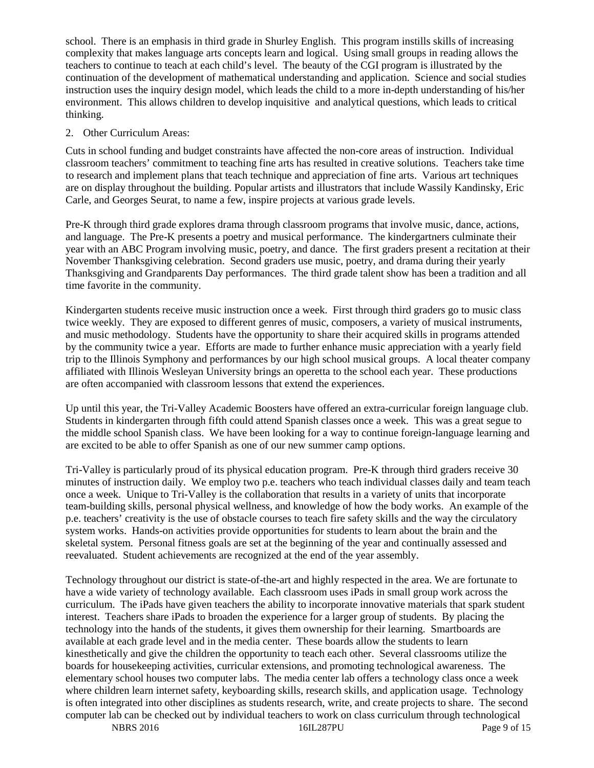school. There is an emphasis in third grade in Shurley English. This program instills skills of increasing complexity that makes language arts concepts learn and logical. Using small groups in reading allows the teachers to continue to teach at each child's level. The beauty of the CGI program is illustrated by the continuation of the development of mathematical understanding and application. Science and social studies instruction uses the inquiry design model, which leads the child to a more in-depth understanding of his/her environment. This allows children to develop inquisitive and analytical questions, which leads to critical thinking.

2. Other Curriculum Areas:

Cuts in school funding and budget constraints have affected the non-core areas of instruction. Individual classroom teachers' commitment to teaching fine arts has resulted in creative solutions. Teachers take time to research and implement plans that teach technique and appreciation of fine arts. Various art techniques are on display throughout the building. Popular artists and illustrators that include Wassily Kandinsky, Eric Carle, and Georges Seurat, to name a few, inspire projects at various grade levels.

Pre-K through third grade explores drama through classroom programs that involve music, dance, actions, and language. The Pre-K presents a poetry and musical performance. The kindergartners culminate their year with an ABC Program involving music, poetry, and dance. The first graders present a recitation at their November Thanksgiving celebration. Second graders use music, poetry, and drama during their yearly Thanksgiving and Grandparents Day performances. The third grade talent show has been a tradition and all time favorite in the community.

Kindergarten students receive music instruction once a week. First through third graders go to music class twice weekly. They are exposed to different genres of music, composers, a variety of musical instruments, and music methodology. Students have the opportunity to share their acquired skills in programs attended by the community twice a year. Efforts are made to further enhance music appreciation with a yearly field trip to the Illinois Symphony and performances by our high school musical groups. A local theater company affiliated with Illinois Wesleyan University brings an operetta to the school each year. These productions are often accompanied with classroom lessons that extend the experiences.

Up until this year, the Tri-Valley Academic Boosters have offered an extra-curricular foreign language club. Students in kindergarten through fifth could attend Spanish classes once a week. This was a great segue to the middle school Spanish class. We have been looking for a way to continue foreign-language learning and are excited to be able to offer Spanish as one of our new summer camp options.

Tri-Valley is particularly proud of its physical education program. Pre-K through third graders receive 30 minutes of instruction daily. We employ two p.e. teachers who teach individual classes daily and team teach once a week. Unique to Tri-Valley is the collaboration that results in a variety of units that incorporate team-building skills, personal physical wellness, and knowledge of how the body works. An example of the p.e. teachers' creativity is the use of obstacle courses to teach fire safety skills and the way the circulatory system works. Hands-on activities provide opportunities for students to learn about the brain and the skeletal system. Personal fitness goals are set at the beginning of the year and continually assessed and reevaluated. Student achievements are recognized at the end of the year assembly.

Technology throughout our district is state-of-the-art and highly respected in the area. We are fortunate to have a wide variety of technology available. Each classroom uses iPads in small group work across the curriculum. The iPads have given teachers the ability to incorporate innovative materials that spark student interest. Teachers share iPads to broaden the experience for a larger group of students. By placing the technology into the hands of the students, it gives them ownership for their learning. Smartboards are available at each grade level and in the media center. These boards allow the students to learn kinesthetically and give the children the opportunity to teach each other. Several classrooms utilize the boards for housekeeping activities, curricular extensions, and promoting technological awareness. The elementary school houses two computer labs. The media center lab offers a technology class once a week where children learn internet safety, keyboarding skills, research skills, and application usage. Technology is often integrated into other disciplines as students research, write, and create projects to share. The second computer lab can be checked out by individual teachers to work on class curriculum through technological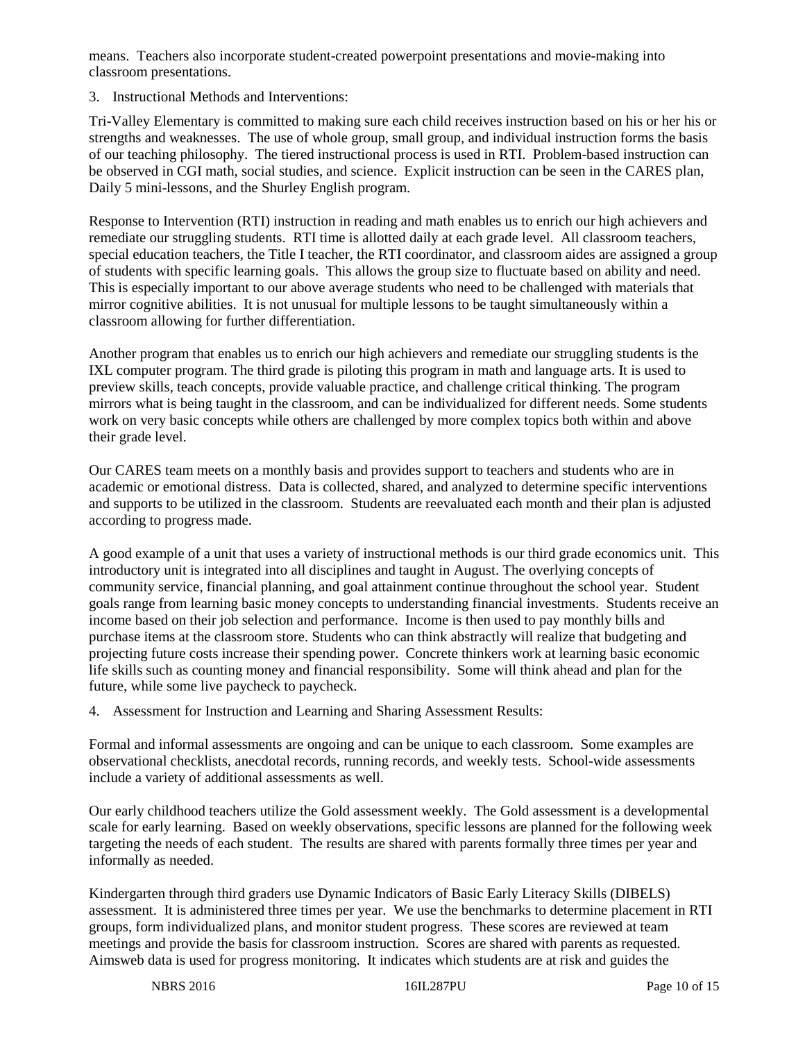means. Teachers also incorporate student-created powerpoint presentations and movie-making into classroom presentations.

3. Instructional Methods and Interventions:

Tri-Valley Elementary is committed to making sure each child receives instruction based on his or her his or strengths and weaknesses. The use of whole group, small group, and individual instruction forms the basis of our teaching philosophy. The tiered instructional process is used in RTI. Problem-based instruction can be observed in CGI math, social studies, and science. Explicit instruction can be seen in the CARES plan, Daily 5 mini-lessons, and the Shurley English program.

Response to Intervention (RTI) instruction in reading and math enables us to enrich our high achievers and remediate our struggling students. RTI time is allotted daily at each grade level. All classroom teachers, special education teachers, the Title I teacher, the RTI coordinator, and classroom aides are assigned a group of students with specific learning goals. This allows the group size to fluctuate based on ability and need. This is especially important to our above average students who need to be challenged with materials that mirror cognitive abilities. It is not unusual for multiple lessons to be taught simultaneously within a classroom allowing for further differentiation.

Another program that enables us to enrich our high achievers and remediate our struggling students is the IXL computer program. The third grade is piloting this program in math and language arts. It is used to preview skills, teach concepts, provide valuable practice, and challenge critical thinking. The program mirrors what is being taught in the classroom, and can be individualized for different needs. Some students work on very basic concepts while others are challenged by more complex topics both within and above their grade level.

Our CARES team meets on a monthly basis and provides support to teachers and students who are in academic or emotional distress. Data is collected, shared, and analyzed to determine specific interventions and supports to be utilized in the classroom. Students are reevaluated each month and their plan is adjusted according to progress made.

A good example of a unit that uses a variety of instructional methods is our third grade economics unit. This introductory unit is integrated into all disciplines and taught in August. The overlying concepts of community service, financial planning, and goal attainment continue throughout the school year. Student goals range from learning basic money concepts to understanding financial investments. Students receive an income based on their job selection and performance. Income is then used to pay monthly bills and purchase items at the classroom store. Students who can think abstractly will realize that budgeting and projecting future costs increase their spending power. Concrete thinkers work at learning basic economic life skills such as counting money and financial responsibility. Some will think ahead and plan for the future, while some live paycheck to paycheck.

4. Assessment for Instruction and Learning and Sharing Assessment Results:

Formal and informal assessments are ongoing and can be unique to each classroom. Some examples are observational checklists, anecdotal records, running records, and weekly tests. School-wide assessments include a variety of additional assessments as well.

Our early childhood teachers utilize the Gold assessment weekly. The Gold assessment is a developmental scale for early learning. Based on weekly observations, specific lessons are planned for the following week targeting the needs of each student. The results are shared with parents formally three times per year and informally as needed.

Kindergarten through third graders use Dynamic Indicators of Basic Early Literacy Skills (DIBELS) assessment. It is administered three times per year. We use the benchmarks to determine placement in RTI groups, form individualized plans, and monitor student progress. These scores are reviewed at team meetings and provide the basis for classroom instruction. Scores are shared with parents as requested. Aimsweb data is used for progress monitoring. It indicates which students are at risk and guides the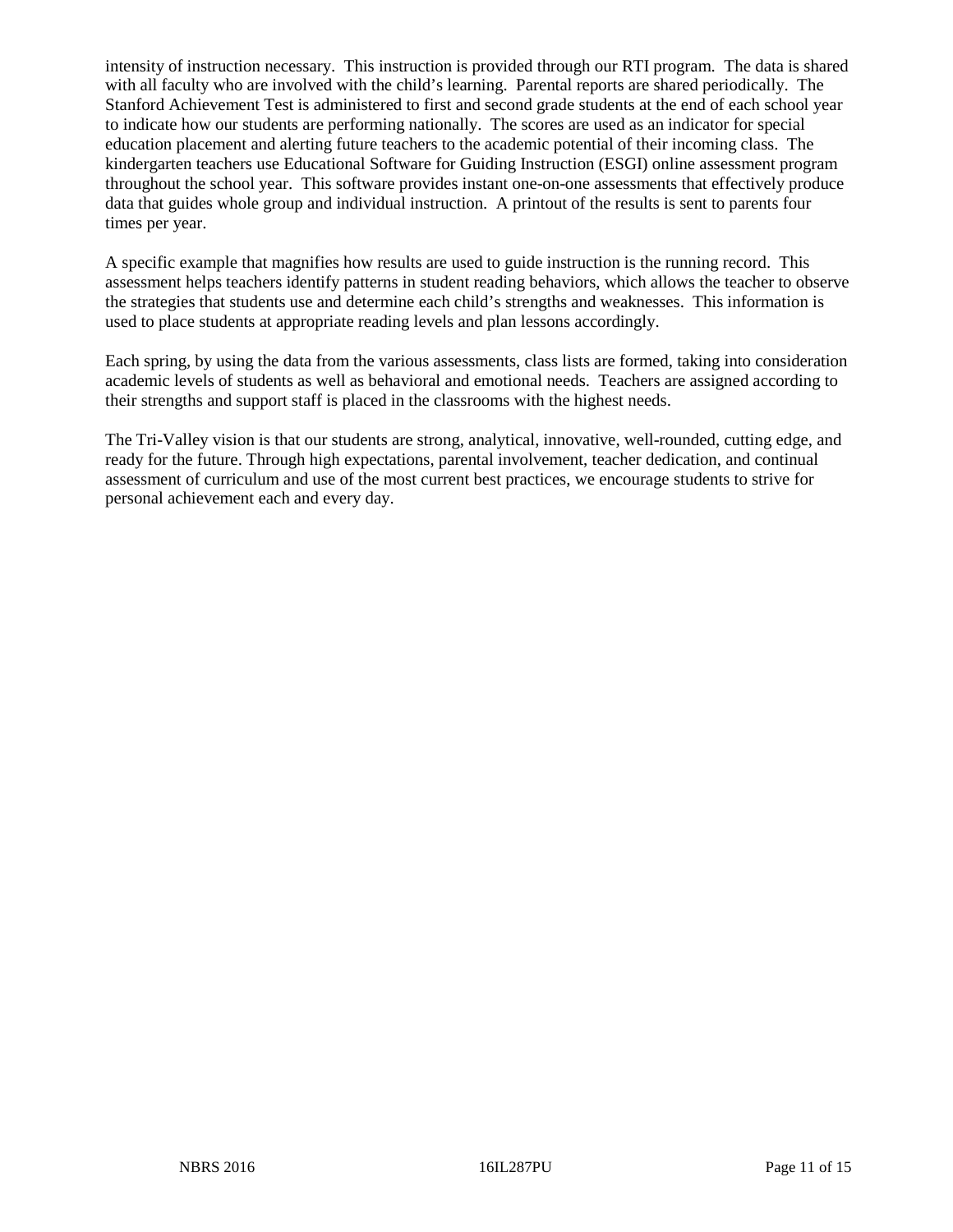intensity of instruction necessary. This instruction is provided through our RTI program. The data is shared with all faculty who are involved with the child's learning. Parental reports are shared periodically. The Stanford Achievement Test is administered to first and second grade students at the end of each school year to indicate how our students are performing nationally. The scores are used as an indicator for special education placement and alerting future teachers to the academic potential of their incoming class. The kindergarten teachers use Educational Software for Guiding Instruction (ESGI) online assessment program throughout the school year. This software provides instant one-on-one assessments that effectively produce data that guides whole group and individual instruction. A printout of the results is sent to parents four times per year.

A specific example that magnifies how results are used to guide instruction is the running record. This assessment helps teachers identify patterns in student reading behaviors, which allows the teacher to observe the strategies that students use and determine each child's strengths and weaknesses. This information is used to place students at appropriate reading levels and plan lessons accordingly.

Each spring, by using the data from the various assessments, class lists are formed, taking into consideration academic levels of students as well as behavioral and emotional needs. Teachers are assigned according to their strengths and support staff is placed in the classrooms with the highest needs.

The Tri-Valley vision is that our students are strong, analytical, innovative, well-rounded, cutting edge, and ready for the future. Through high expectations, parental involvement, teacher dedication, and continual assessment of curriculum and use of the most current best practices, we encourage students to strive for personal achievement each and every day.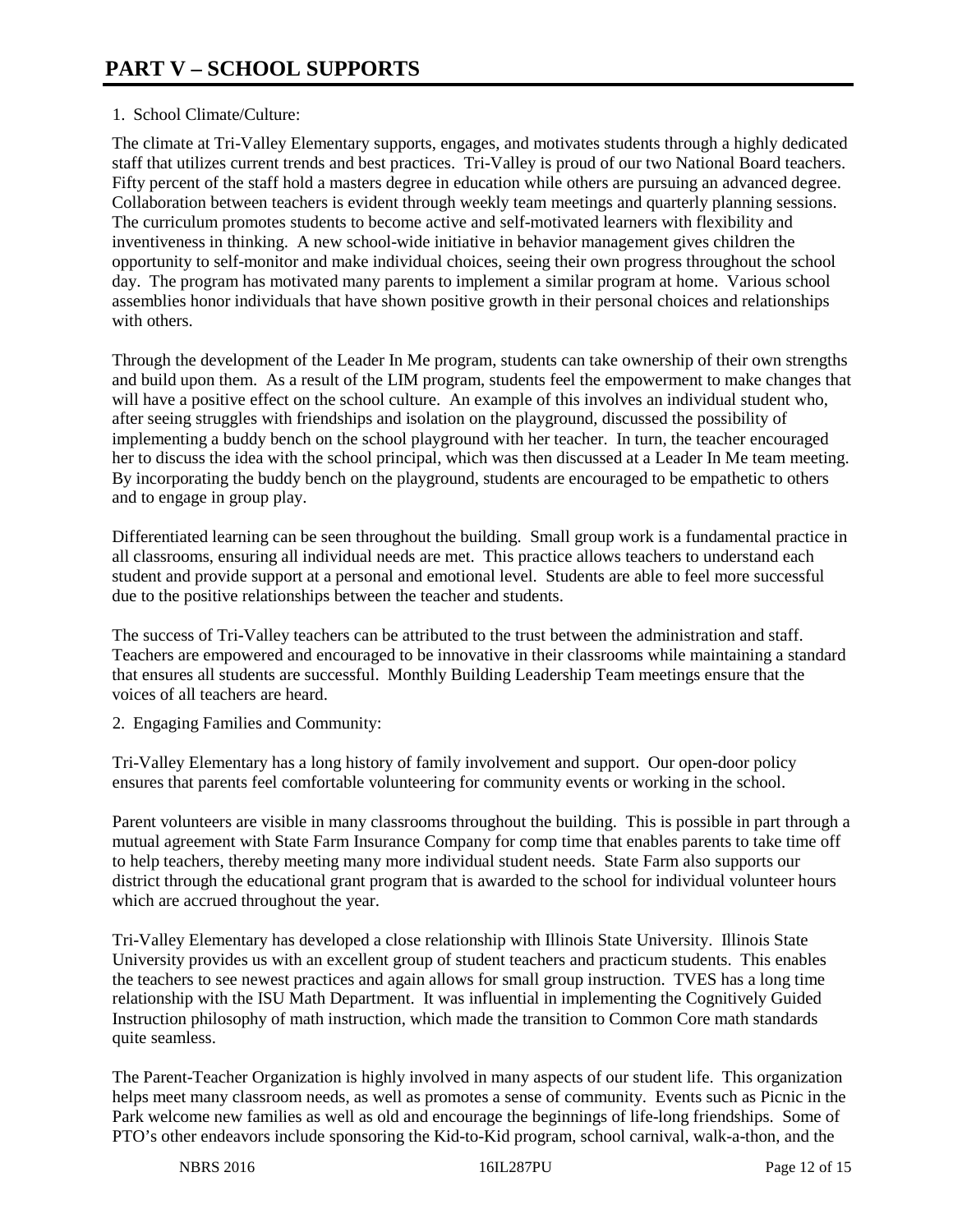# PART V – SCHOOL SUPPORTS

1. School Climate/Culture:

The climate at Tri-Valley Elementary supports, engages, and motivates students through a highly dedicated staff that utilizes current trends and best practices. Tri-Valley is proud of our two National Board teachers. Fifty percent of the staff hold a masters degree in education while others are pursuing an advanced degree. Collaboration between teachers is evident through weekly team meetings and quarterly planning sessions. The curriculum promotes students to become active and self-motivated learners with flexibility and inventiveness in thinking. A new school-wide initiative in behavior management gives children the opportunity to self-monitor and make individual choices, seeing their own progress throughout the school day. The program has motivated many parents to implement a similar program at home. Various school assemblies honor individuals that have shown positive growth in their personal choices and relationships with others.

Through the development of the Leader In Me program, students can take ownership of their own strengths and build upon them. As a result of the LIM program, students feel the empowerment to make changes that will have a positive effect on the school culture. An example of this involves an individual student who, after seeing struggles with friendships and isolation on the playground, discussed the possibility of implementing a buddy bench on the school playground with her teacher. In turn, the teacher encouraged her to discuss the idea with the school principal, which was then discussed at a Leader In Me team meeting. By incorporating the buddy bench on the playground, students are encouraged to be empathetic to others and to engage in group play.

Differentiated learning can be seen throughout the building. Small group work is a fundamental practice in all classrooms, ensuring all individual needs are met. This practice allows teachers to understand each student and provide support at a personal and emotional level. Students are able to feel more successful due to the positive relationships between the teacher and students.

The success of Tri-Valley teachers can be attributed to the trust between the administration and staff. Teachers are empowered and encouraged to be innovative in their classrooms while maintaining a standard that ensures all students are successful. Monthly Building Leadership Team meetings ensure that the voices of all teachers are heard.

2. Engaging Families and Community:

Tri-Valley Elementary has a long history of family involvement and support. Our open-door policy ensures that parents feel comfortable volunteering for community events or working in the school.

Parent volunteers are visible in many classrooms throughout the building. This is possible in part through a mutual agreement with State Farm Insurance Company for comp time that enables parents to take time off to help teachers, thereby meeting many more individual student needs. State Farm also supports our district through the educational grant program that is awarded to the school for individual volunteer hours which are accrued throughout the year.

Tri-Valley Elementary has developed a close relationship with Illinois State University. Illinois State University provides us with an excellent group of student teachers and practicum students. This enables the teachers to see newest practices and again allows for small group instruction. TVES has a long time relationship with the ISU Math Department. It was influential in implementing the Cognitively Guided Instruction philosophy of math instruction, which made the transition to Common Core math standards quite seamless.

The Parent-Teacher Organization is highly involved in many aspects of our student life. This organization helps meet many classroom needs, as well as promotes a sense of community. Events such as Picnic in the Park welcome new families as well as old and encourage the beginnings of life-long friendships. Some of PTO's other endeavors include sponsoring the Kid-to-Kid program, school carnival, walk-a-thon, and the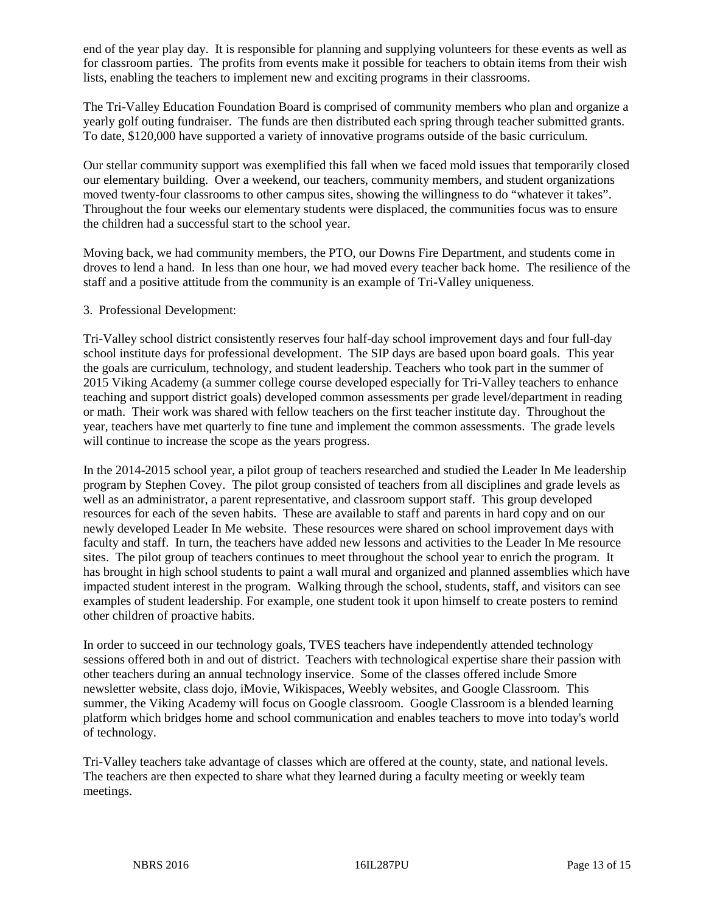end of the year play day. It is responsible for planning and supplying volunteers for these events as well as for classroom parties. The profits from events make it possible for teachers to obtain items from their wish lists, enabling the teachers to implement new and exciting programs in their classrooms.

The Tri-Valley Education Foundation Board is comprised of community members who plan and organize a yearly golf outing fundraiser. The funds are then distributed each spring through teacher submitted grants. To date, $120,000 have supported a variety of innovative programs outside of the basic curriculum.

Our stellar community support was exemplified this fall when we faced mold issues that temporarily closed our elementary building. Over a weekend, our teachers, community members, and student organizations moved twenty-four classrooms to other campus sites, showing the willingness to do "whatever it takes". Throughout the four weeks our elementary students were displaced, the communities focus was to ensure the children had a successful start to the school year.

Moving back, we had community members, the PTO, our Downs Fire Department, and students come in droves to lend a hand. In less than one hour, we had moved every teacher back home. The resilience of the staff and a positive attitude from the community is an example of Tri-Valley uniqueness.

3. Professional Development:

Tri-Valley school district consistently reserves four half-day school improvement days and four full-day school institute days for professional development. The SIP days are based upon board goals. This year the goals are curriculum, technology, and student leadership. Teachers who took part in the summer of 2015 Viking Academy (a summer college course developed especially for Tri-Valley teachers to enhance teaching and support district goals) developed common assessments per grade level/department in reading or math. Their work was shared with fellow teachers on the first teacher institute day. Throughout the year, teachers have met quarterly to fine tune and implement the common assessments. The grade levels will continue to increase the scope as the years progress.

In the 2014-2015 school year, a pilot group of teachers researched and studied the Leader In Me leadership program by Stephen Covey. The pilot group consisted of teachers from all disciplines and grade levels as well as an administrator, a parent representative, and classroom support staff. This group developed resources for each of the seven habits. These are available to staff and parents in hard copy and on our newly developed Leader In Me website. These resources were shared on school improvement days with faculty and staff. In turn, the teachers have added new lessons and activities to the Leader In Me resource sites. The pilot group of teachers continues to meet throughout the school year to enrich the program. It has brought in high school students to paint a wall mural and organized and planned assemblies which have impacted student interest in the program. Walking through the school, students, staff, and visitors can see examples of student leadership. For example, one student took it upon himself to create posters to remind other children of proactive habits.

In order to succeed in our technology goals, TVES teachers have independently attended technology sessions offered both in and out of district. Teachers with technological expertise share their passion with other teachers during an annual technology inservice. Some of the classes offered include Smore newsletter website, class dojo, iMovie, Wikispaces, Weebly websites, and Google Classroom. This summer, the Viking Academy will focus on Google classroom. Google Classroom is a blended learning platform which bridges home and school communication and enables teachers to move into today's world of technology.

Tri-Valley teachers take advantage of classes which are offered at the county, state, and national levels. The teachers are then expected to share what they learned during a faculty meeting or weekly team meetings.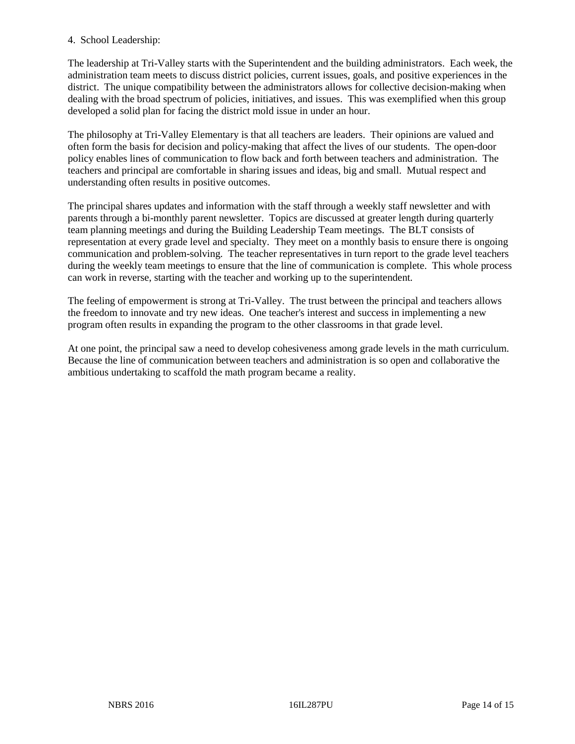4. School Leadership:

The leadership at Tri-Valley starts with the Superintendent and the building administrators. Each week, the administration team meets to discuss district policies, current issues, goals, and positive experiences in the district. The unique compatibility between the administrators allows for collective decision-making when dealing with the broad spectrum of policies, initiatives, and issues. This was exemplified when this group developed a solid plan for facing the district mold issue in under an hour.

The philosophy at Tri-Valley Elementary is that all teachers are leaders. Their opinions are valued and often form the basis for decision and policy-making that affect the lives of our students. The open-door policy enables lines of communication to flow back and forth between teachers and administration. The teachers and principal are comfortable in sharing issues and ideas, big and small. Mutual respect and understanding often results in positive outcomes.

The principal shares updates and information with the staff through a weekly staff newsletter and with parents through a bi-monthly parent newsletter. Topics are discussed at greater length during quarterly team planning meetings and during the Building Leadership Team meetings. The BLT consists of representation at every grade level and specialty. They meet on a monthly basis to ensure there is ongoing communication and problem-solving. The teacher representatives in turn report to the grade level teachers during the weekly team meetings to ensure that the line of communication is complete. This whole process can work in reverse, starting with the teacher and working up to the superintendent.

The feeling of empowerment is strong at Tri-Valley. The trust between the principal and teachers allows the freedom to innovate and try new ideas. One teacher's interest and success in implementing a new program often results in expanding the program to the other classrooms in that grade level.

At one point, the principal saw a need to develop cohesiveness among grade levels in the math curriculum. Because the line of communication between teachers and administration is so open and collaborative the ambitious undertaking to scaffold the math program became a reality.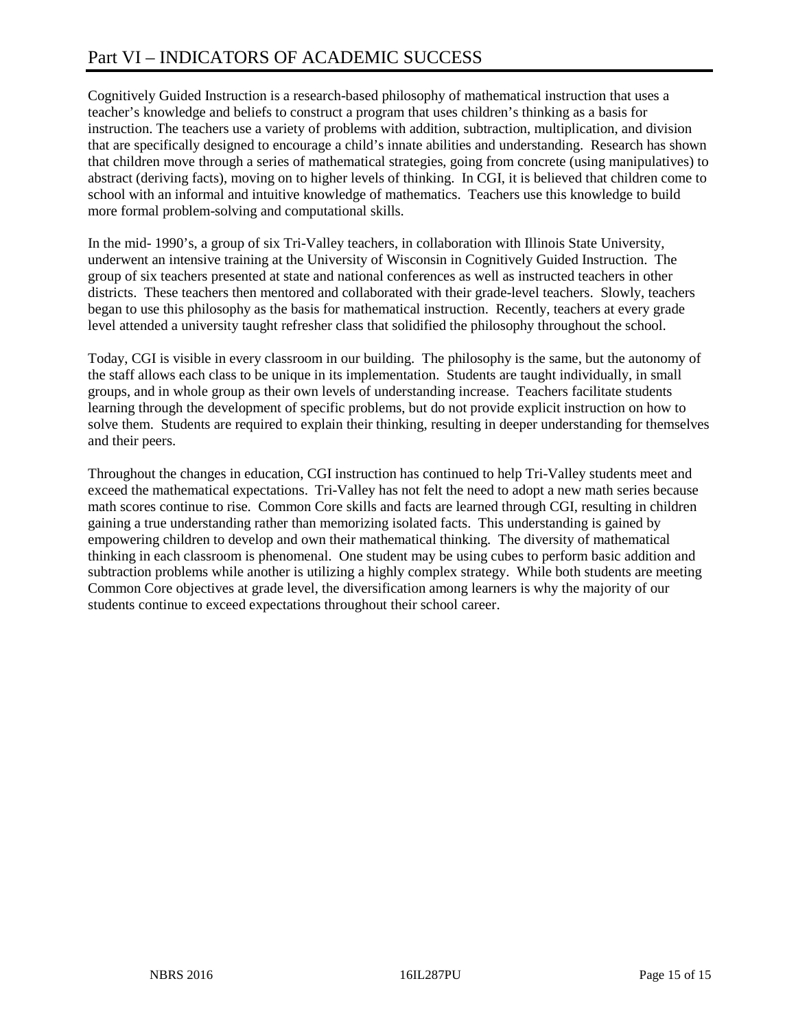# Part VI – INDICATORS OF ACADEMIC SUCCESS

Cognitively Guided Instruction is a research-based philosophy of mathematical instruction that uses a teacher's knowledge and beliefs to construct a program that uses children's thinking as a basis for instruction. The teachers use a variety of problems with addition, subtraction, multiplication, and division that are specifically designed to encourage a child's innate abilities and understanding. Research has shown that children move through a series of mathematical strategies, going from concrete (using manipulatives) to abstract (deriving facts), moving on to higher levels of thinking. In CGI, it is believed that children come to school with an informal and intuitive knowledge of mathematics. Teachers use this knowledge to build more formal problem-solving and computational skills.

In the mid- 1990's, a group of six Tri-Valley teachers, in collaboration with Illinois State University, underwent an intensive training at the University of Wisconsin in Cognitively Guided Instruction. The group of six teachers presented at state and national conferences as well as instructed teachers in other districts. These teachers then mentored and collaborated with their grade-level teachers. Slowly, teachers began to use this philosophy as the basis for mathematical instruction. Recently, teachers at every grade level attended a university taught refresher class that solidified the philosophy throughout the school.

Today, CGI is visible in every classroom in our building. The philosophy is the same, but the autonomy of the staff allows each class to be unique in its implementation. Students are taught individually, in small groups, and in whole group as their own levels of understanding increase. Teachers facilitate students learning through the development of specific problems, but do not provide explicit instruction on how to solve them. Students are required to explain their thinking, resulting in deeper understanding for themselves and their peers.

Throughout the changes in education, CGI instruction has continued to help Tri-Valley students meet and exceed the mathematical expectations. Tri-Valley has not felt the need to adopt a new math series because math scores continue to rise. Common Core skills and facts are learned through CGI, resulting in children gaining a true understanding rather than memorizing isolated facts. This understanding is gained by empowering children to develop and own their mathematical thinking. The diversity of mathematical thinking in each classroom is phenomenal. One student may be using cubes to perform basic addition and subtraction problems while another is utilizing a highly complex strategy. While both students are meeting Common Core objectives at grade level, the diversification among learners is why the majority of our students continue to exceed expectations throughout their school career.